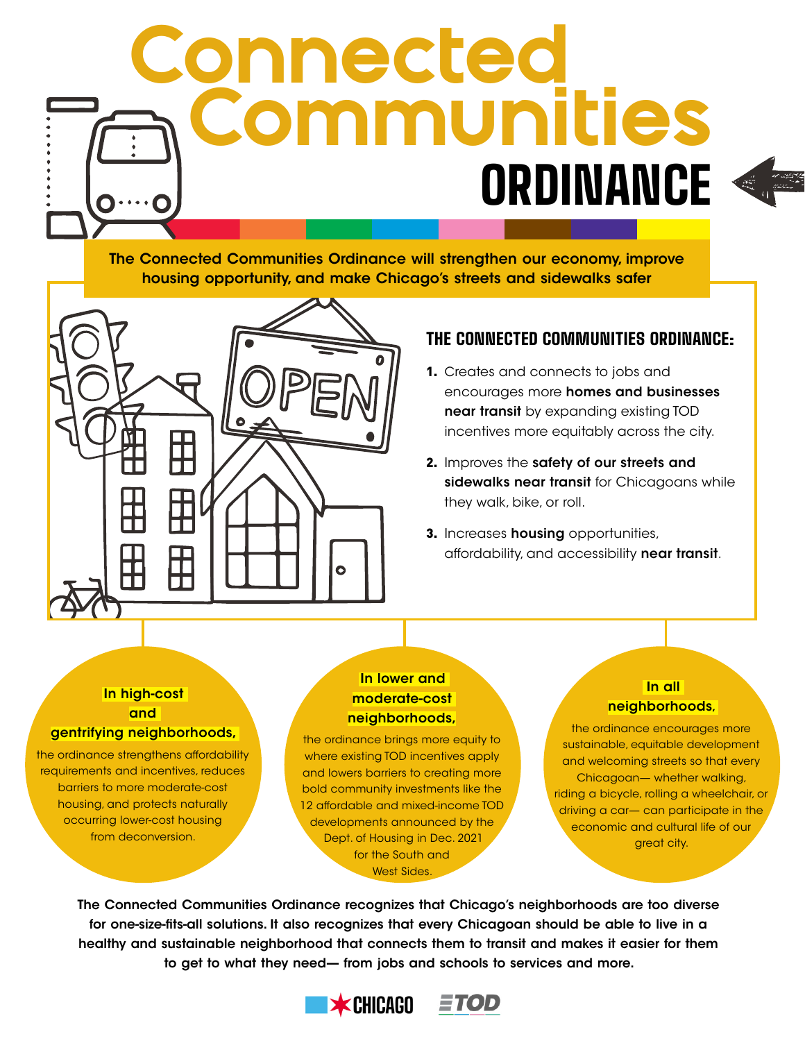# Connected Communities ORDINANCE

**The Connected Communities Ordinance will strengthen our economy, improve housing opportunity, and make Chicago's streets and sidewalks safer**

## THE CONNECTED COMMUNITIES ORDINANCE:

1. Creates and connects to jobs and encourages more **homes and businesses near transit** by expanding existing TOD incentives more equitably across the city.
2. Improves the **safety of our streets and sidewalks near transit** for Chicagoans while they walk, bike, or roll.
3. Increases **housing** opportunities, affordability, and accessibility **near transit**.

**In high-cost and gentrifying neighborhoods,** the ordinance strengthens affordability requirements and incentives, reduces barriers to more moderate-cost housing, and protects naturally occurring lower-cost housing from deconversion.

**In lower and moderate-cost neighborhoods,** the ordinance brings more equity to where existing TOD incentives apply and lowers barriers to creating more bold community investments like the 12 affordable and mixed-income TOD developments announced by the Dept. of Housing in Dec. 2021 for the South and West Sides.

**In all neighborhoods,** the ordinance encourages more sustainable, equitable development and welcoming streets so that every Chicagoan— whether walking, riding a bicycle, rolling a wheelchair, or driving a car— can participate in the economic and cultural life of our great city.

**The Connected Communities Ordinance recognizes that Chicago's neighborhoods are too diverse for one-size-fits-all solutions. It also recognizes that every Chicagoan should be able to live in a healthy and sustainable neighborhood that connects them to transit and makes it easier for them to get to what they need— from jobs and schools to services and more.**

CHICAGO ETOD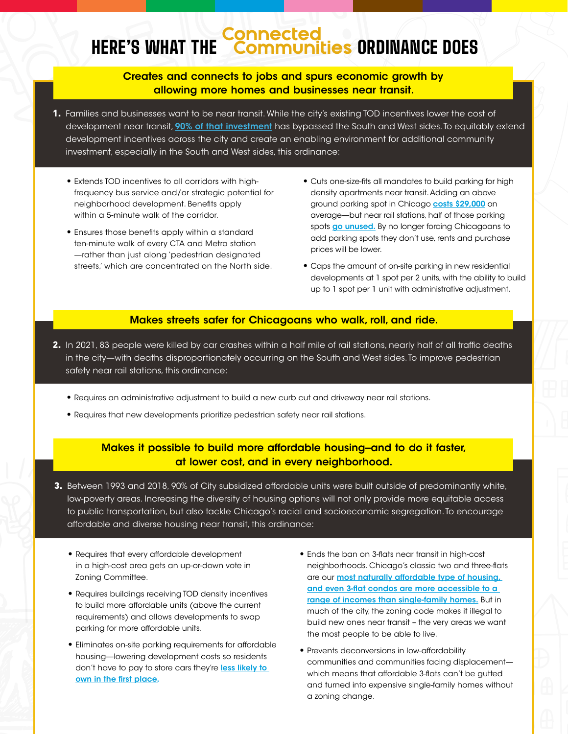# HERE'S WHAT THE Connected Communities ORDINANCE DOES

## Creates and connects to jobs and spurs economic growth by allowing more homes and businesses near transit.

1. Families and businesses want to be near transit. While the city's existing TOD incentives lower the cost of development near transit, 90% of that investment has bypassed the South and West sides. To equitably extend development incentives across the city and create an enabling environment for additional community investment, especially in the South and West sides, this ordinance:

- Extends TOD incentives to all corridors with high-frequency bus service and/or strategic potential for neighborhood development. Benefits apply within a 5-minute walk of the corridor.
- Ensures those benefits apply within a standard ten-minute walk of every CTA and Metra station—rather than just along 'pedestrian designated streets,' which are concentrated on the North side.
- Cuts one-size-fits all mandates to build parking for high density apartments near transit. Adding an above ground parking spot in Chicago costs $29,000 on average—but near rail stations, half of those parking spots go unused. By no longer forcing Chicagoans to add parking spots they don't use, rents and purchase prices will be lower.
- Caps the amount of on-site parking in new residential developments at 1 spot per 2 units, with the ability to build up to 1 spot per 1 unit with administrative adjustment.

## Makes streets safer for Chicagoans who walk, roll, and ride.

2. In 2021, 83 people were killed by car crashes within a half mile of rail stations, nearly half of all traffic deaths in the city—with deaths disproportionately occurring on the South and West sides. To improve pedestrian safety near rail stations, this ordinance:

- Requires an administrative adjustment to build a new curb cut and driveway near rail stations.
- Requires that new developments prioritize pedestrian safety near rail stations.

## Makes it possible to build more affordable housing–and to do it faster, at lower cost, and in every neighborhood.

3. Between 1993 and 2018, 90% of City subsidized affordable units were built outside of predominantly white, low-poverty areas. Increasing the diversity of housing options will not only provide more equitable access to public transportation, but also tackle Chicago's racial and socioeconomic segregation. To encourage affordable and diverse housing near transit, this ordinance:

- Requires that every affordable development in a high-cost area gets an up-or-down vote in Zoning Committee.
- Requires buildings receiving TOD density incentives to build more affordable units (above the current requirements) and allows developments to swap parking for more affordable units.
- Eliminates on-site parking requirements for affordable housing—lowering development costs so residents don't have to pay to store cars they're less likely to own in the first place.
- Ends the ban on 3-flats near transit in high-cost neighborhoods. Chicago's classic two and three-flats are our most naturally affordable type of housing, and even 3-flat condos are more accessible to a range of incomes than single-family homes. But in much of the city, the zoning code makes it illegal to build new ones near transit – the very areas we want the most people to be able to live.
- Prevents deconversions in low-affordability communities and communities facing displacement—which means that affordable 3-flats can't be gutted and turned into expensive single-family homes without a zoning change.